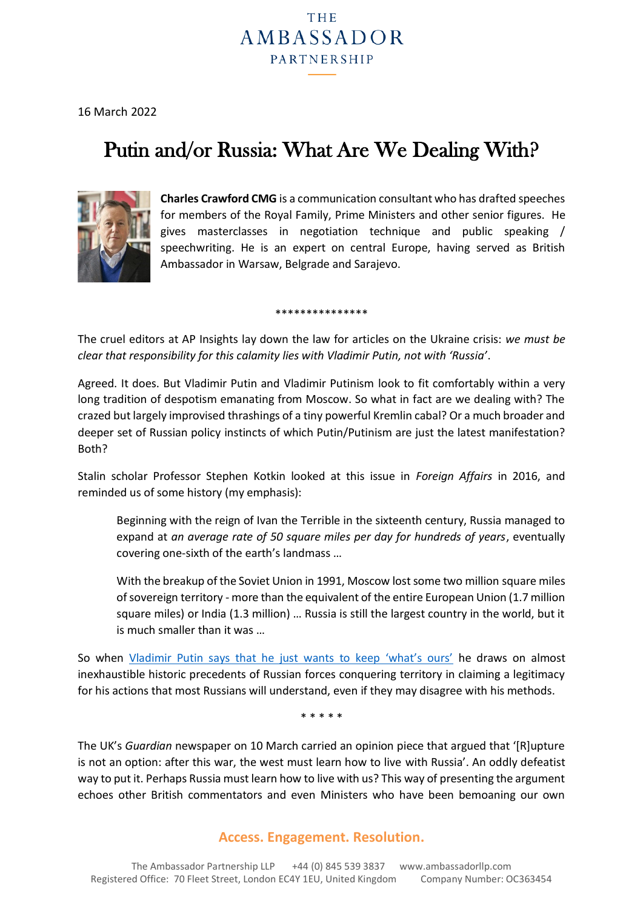THE AMBASSADOR PARTNERSHIP

16 March 2022

# Putin and/or Russia: What Are We Dealing With?

**Charles Crawford CMG** is a communication consultant who has drafted speeches for members of the Royal Family, Prime Ministers and other senior figures. He gives masterclasses in negotiation technique and public speaking / speechwriting. He is an expert on central Europe, having served as British Ambassador in Warsaw, Belgrade and Sarajevo.

***************

The cruel editors at AP Insights lay down the law for articles on the Ukraine crisis: *we must be clear that responsibility for this calamity lies with Vladimir Putin, not with 'Russia'*.

Agreed. It does. But Vladimir Putin and Vladimir Putinism look to fit comfortably within a very long tradition of despotism emanating from Moscow. So what in fact are we dealing with? The crazed but largely improvised thrashings of a tiny powerful Kremlin cabal? Or a much broader and deeper set of Russian policy instincts of which Putin/Putinism are just the latest manifestation? Both?

Stalin scholar Professor Stephen Kotkin looked at this issue in *Foreign Affairs* in 2016, and reminded us of some history (my emphasis):

> Beginning with the reign of Ivan the Terrible in the sixteenth century, Russia managed to expand at *an average rate of 50 square miles per day for hundreds of years*, eventually covering one-sixth of the earth's landmass …
>
> With the breakup of the Soviet Union in 1991, Moscow lost some two million square miles of sovereign territory - more than the equivalent of the entire European Union (1.7 million square miles) or India (1.3 million) … Russia is still the largest country in the world, but it is much smaller than it was …

So when Vladimir Putin says that he just wants to keep 'what's ours' he draws on almost inexhaustible historic precedents of Russian forces conquering territory in claiming a legitimacy for his actions that most Russians will understand, even if they may disagree with his methods.

* * * * *

The UK's *Guardian* newspaper on 10 March carried an opinion piece that argued that '[R]upture is not an option: after this war, the west must learn how to live with Russia'. An oddly defeatist way to put it. Perhaps Russia must learn how to live with us? This way of presenting the argument echoes other British commentators and even Ministers who have been bemoaning our own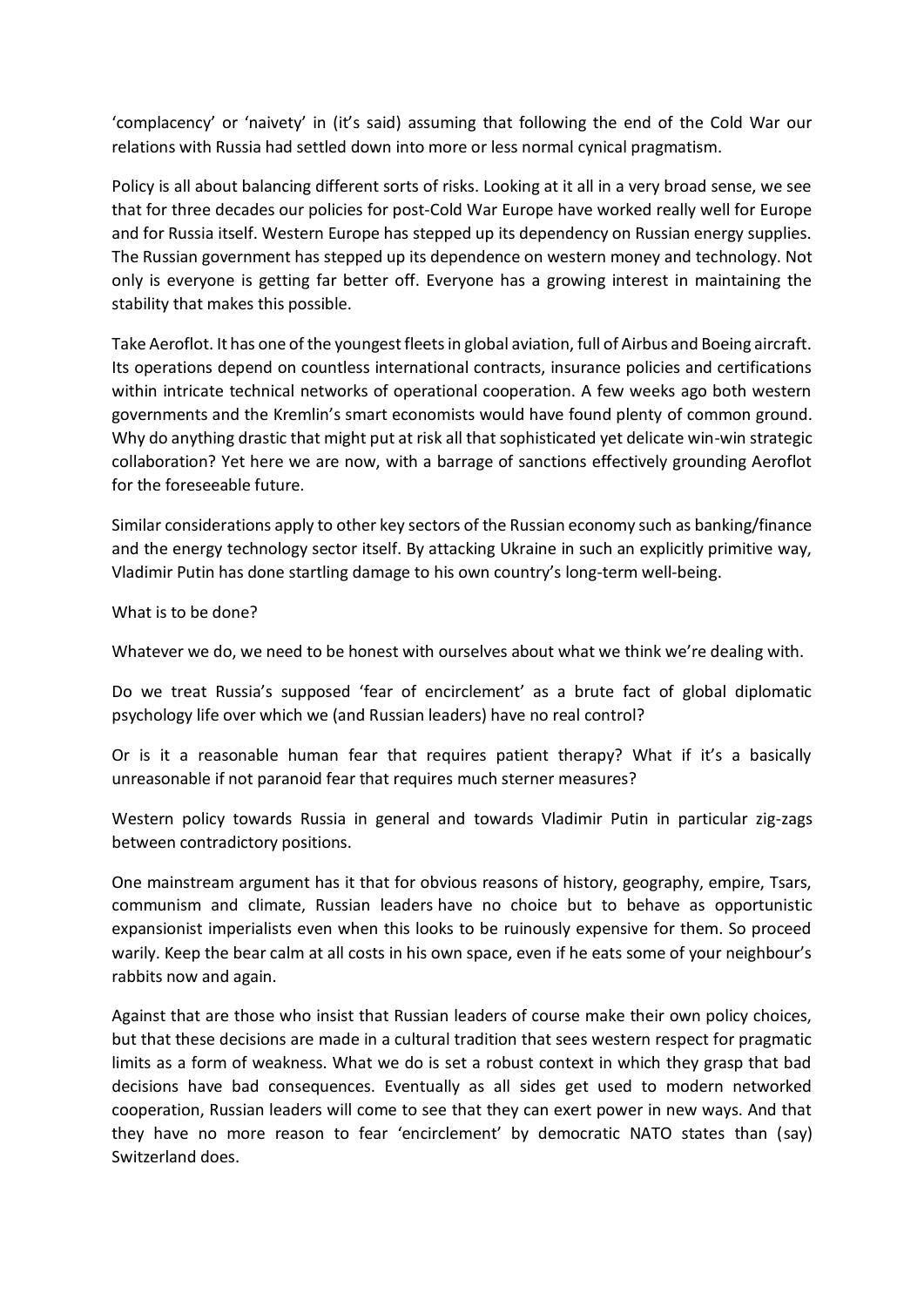'complacency' or 'naivety' in (it's said) assuming that following the end of the Cold War our relations with Russia had settled down into more or less normal cynical pragmatism.

Policy is all about balancing different sorts of risks. Looking at it all in a very broad sense, we see that for three decades our policies for post-Cold War Europe have worked really well for Europe and for Russia itself. Western Europe has stepped up its dependency on Russian energy supplies. The Russian government has stepped up its dependence on western money and technology. Not only is everyone is getting far better off. Everyone has a growing interest in maintaining the stability that makes this possible.

Take Aeroflot. It has one of the youngest fleets in global aviation, full of Airbus and Boeing aircraft. Its operations depend on countless international contracts, insurance policies and certifications within intricate technical networks of operational cooperation. A few weeks ago both western governments and the Kremlin's smart economists would have found plenty of common ground. Why do anything drastic that might put at risk all that sophisticated yet delicate win-win strategic collaboration? Yet here we are now, with a barrage of sanctions effectively grounding Aeroflot for the foreseeable future.

Similar considerations apply to other key sectors of the Russian economy such as banking/finance and the energy technology sector itself. By attacking Ukraine in such an explicitly primitive way, Vladimir Putin has done startling damage to his own country's long-term well-being.

What is to be done?

Whatever we do, we need to be honest with ourselves about what we think we're dealing with.

Do we treat Russia's supposed 'fear of encirclement' as a brute fact of global diplomatic psychology life over which we (and Russian leaders) have no real control?

Or is it a reasonable human fear that requires patient therapy? What if it's a basically unreasonable if not paranoid fear that requires much sterner measures?

Western policy towards Russia in general and towards Vladimir Putin in particular zig-zags between contradictory positions.

One mainstream argument has it that for obvious reasons of history, geography, empire, Tsars, communism and climate, Russian leaders have no choice but to behave as opportunistic expansionist imperialists even when this looks to be ruinously expensive for them. So proceed warily. Keep the bear calm at all costs in his own space, even if he eats some of your neighbour's rabbits now and again.

Against that are those who insist that Russian leaders of course make their own policy choices, but that these decisions are made in a cultural tradition that sees western respect for pragmatic limits as a form of weakness. What we do is set a robust context in which they grasp that bad decisions have bad consequences. Eventually as all sides get used to modern networked cooperation, Russian leaders will come to see that they can exert power in new ways. And that they have no more reason to fear 'encirclement' by democratic NATO states than (say) Switzerland does.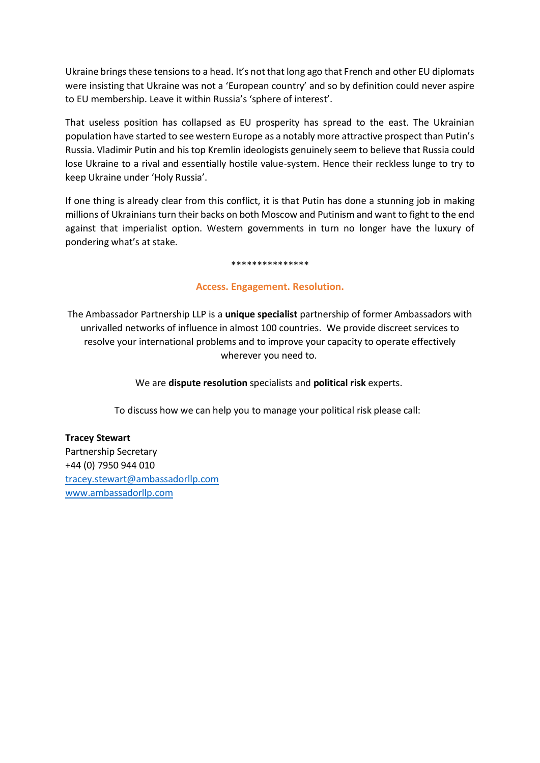Ukraine brings these tensions to a head. It's not that long ago that French and other EU diplomats were insisting that Ukraine was not a 'European country' and so by definition could never aspire to EU membership. Leave it within Russia's 'sphere of interest'.

That useless position has collapsed as EU prosperity has spread to the east. The Ukrainian population have started to see western Europe as a notably more attractive prospect than Putin's Russia. Vladimir Putin and his top Kremlin ideologists genuinely seem to believe that Russia could lose Ukraine to a rival and essentially hostile value-system. Hence their reckless lunge to try to keep Ukraine under 'Holy Russia'.

If one thing is already clear from this conflict, it is that Putin has done a stunning job in making millions of Ukrainians turn their backs on both Moscow and Putinism and want to fight to the end against that imperialist option. Western governments in turn no longer have the luxury of pondering what's at stake.

***************

**Access. Engagement. Resolution.**

The Ambassador Partnership LLP is a **unique specialist** partnership of former Ambassadors with unrivalled networks of influence in almost 100 countries. We provide discreet services to resolve your international problems and to improve your capacity to operate effectively wherever you need to.

We are **dispute resolution** specialists and **political risk** experts.

To discuss how we can help you to manage your political risk please call:

**Tracey Stewart**
Partnership Secretary
+44 (0) 7950 944 010
tracey.stewart@ambassadorllp.com
www.ambassadorllp.com